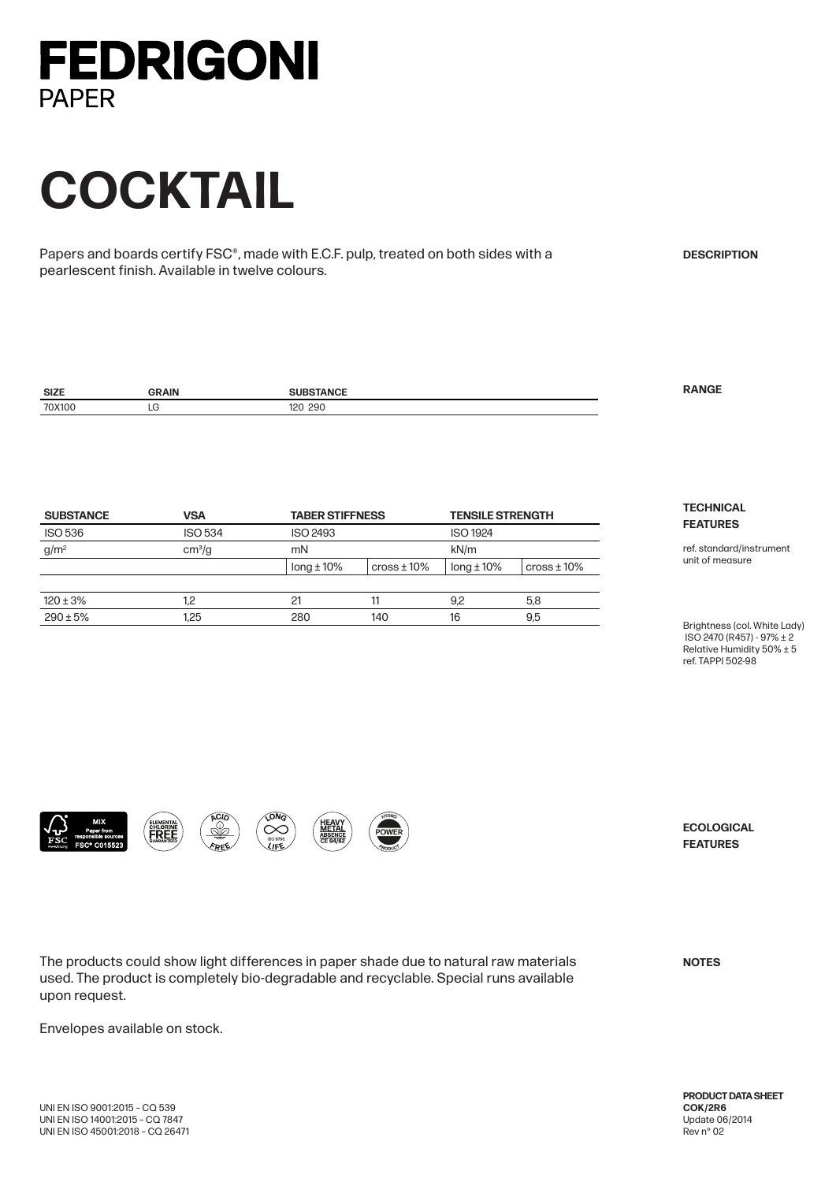# FEDRIGONI
PAPER

# COCKTAIL

**DESCRIPTION**

Papers and boards certify FSC®, made with E.C.F. pulp, treated on both sides with a pearlescent finish. Available in twelve colours.

**RANGE**

| SIZE | GRAIN | SUBSTANCE |
| --- | --- | --- |
| 70X100 | LG | 120 290 |

**TECHNICAL FEATURES**

ref. standard/instrument
unit of measure

| SUBSTANCE | VSA | TABER STIFFNESS | | TENSILE STRENGTH | |
| --- | --- | --- | --- | --- | --- |
| ISO 536 | ISO 534 | ISO 2493 | | ISO 1924 | |
| g/m² | cm³/g | mN | | kN/m | |
| | | long ± 10% | cross ± 10% | long ± 10% | cross ± 10% |
| 120 ± 3% | 1,2 | 21 | 11 | 9,2 | 5,8 |
| 290 ± 5% | 1,25 | 280 | 140 | 16 | 9,5 |

Brightness (col. White Lady)
ISO 2470 (R457) - 97% ± 2
Relative Humidity 50% ± 5
ref. TAPPI 502-98

**ECOLOGICAL FEATURES**

MIX Paper from responsible sources FSC® C015523
ELEMENTAL CHLORINE FREE GUARANTEED
ACID FREE
LONG LIFE ISO 9706
HEAVY METAL ABSENCE CE 94/62
HYDRO POWER PRODUCT

**NOTES**

The products could show light differences in paper shade due to natural raw materials used. The product is completely bio-degradable and recyclable. Special runs available upon request.

Envelopes available on stock.

UNI EN ISO 9001:2015 – CQ 539
UNI EN ISO 14001:2015 – CQ 7847
UNI EN ISO 45001:2018 – CQ 26471

**PRODUCT DATA SHEET**
**COK/2R6**
Update 06/2014
Rev n° 02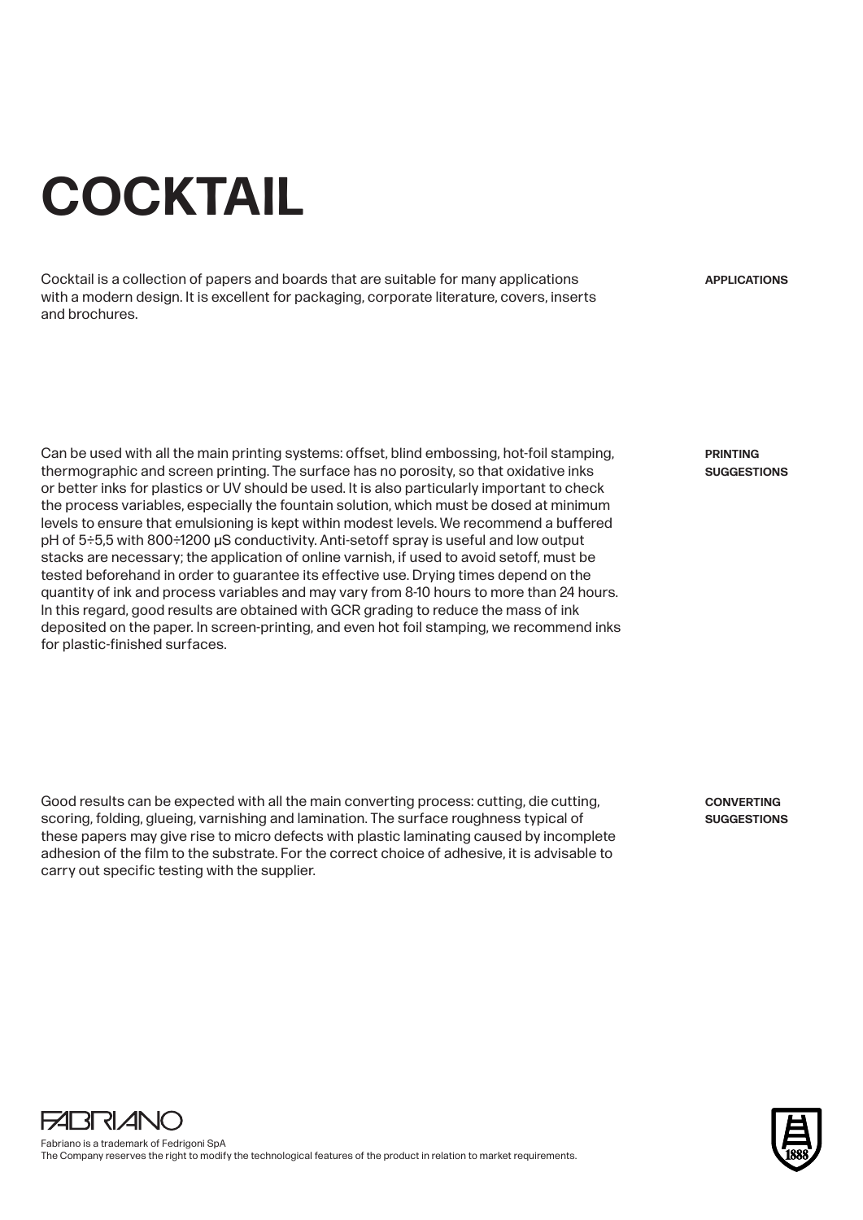# COCKTAIL

**APPLICATIONS**

Cocktail is a collection of papers and boards that are suitable for many applications with a modern design. It is excellent for packaging, corporate literature, covers, inserts and brochures.

**PRINTING SUGGESTIONS**

Can be used with all the main printing systems: offset, blind embossing, hot-foil stamping, thermographic and screen printing. The surface has no porosity, so that oxidative inks or better inks for plastics or UV should be used. It is also particularly important to check the process variables, especially the fountain solution, which must be dosed at minimum levels to ensure that emulsioning is kept within modest levels. We recommend a buffered pH of 5÷5,5 with 800÷1200 μS conductivity. Anti-setoff spray is useful and low output stacks are necessary; the application of online varnish, if used to avoid setoff, must be tested beforehand in order to guarantee its effective use. Drying times depend on the quantity of ink and process variables and may vary from 8-10 hours to more than 24 hours. In this regard, good results are obtained with GCR grading to reduce the mass of ink deposited on the paper. In screen-printing, and even hot foil stamping, we recommend inks for plastic-finished surfaces.

**CONVERTING SUGGESTIONS**

Good results can be expected with all the main converting process: cutting, die cutting, scoring, folding, glueing, varnishing and lamination. The surface roughness typical of these papers may give rise to micro defects with plastic laminating caused by incomplete adhesion of the film to the substrate. For the correct choice of adhesive, it is advisable to carry out specific testing with the supplier.

FABRIANO

Fabriano is a trademark of Fedrigoni SpA
The Company reserves the right to modify the technological features of the product in relation to market requirements.